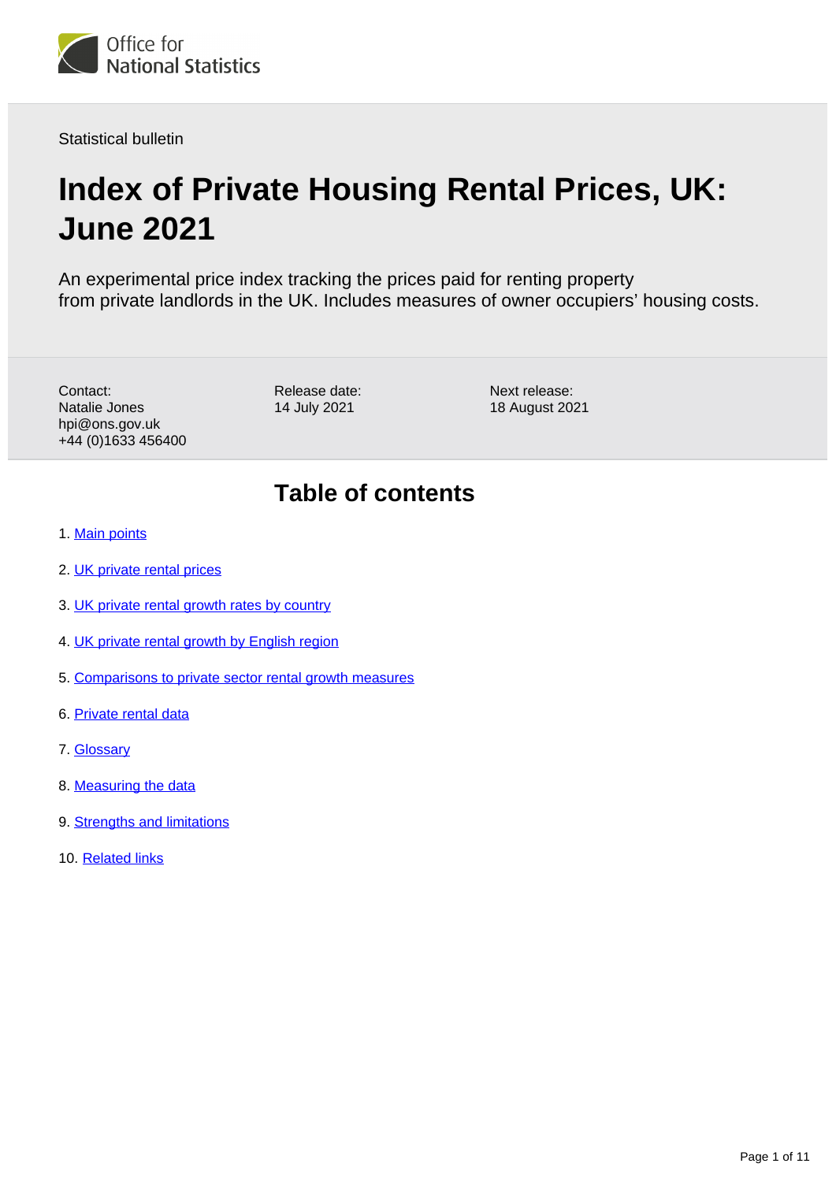Office for National Statistics

Statistical bulletin

# Index of Private Housing Rental Prices, UK: June 2021

An experimental price index tracking the prices paid for renting property from private landlords in the UK. Includes measures of owner occupiers' housing costs.

Contact:
Natalie Jones
hpi@ons.gov.uk
+44 (0)1633 456400

Release date:
14 July 2021

Next release:
18 August 2021

## Table of contents

1. Main points
2. UK private rental prices
3. UK private rental growth rates by country
4. UK private rental growth by English region
5. Comparisons to private sector rental growth measures
6. Private rental data
7. Glossary
8. Measuring the data
9. Strengths and limitations
10. Related links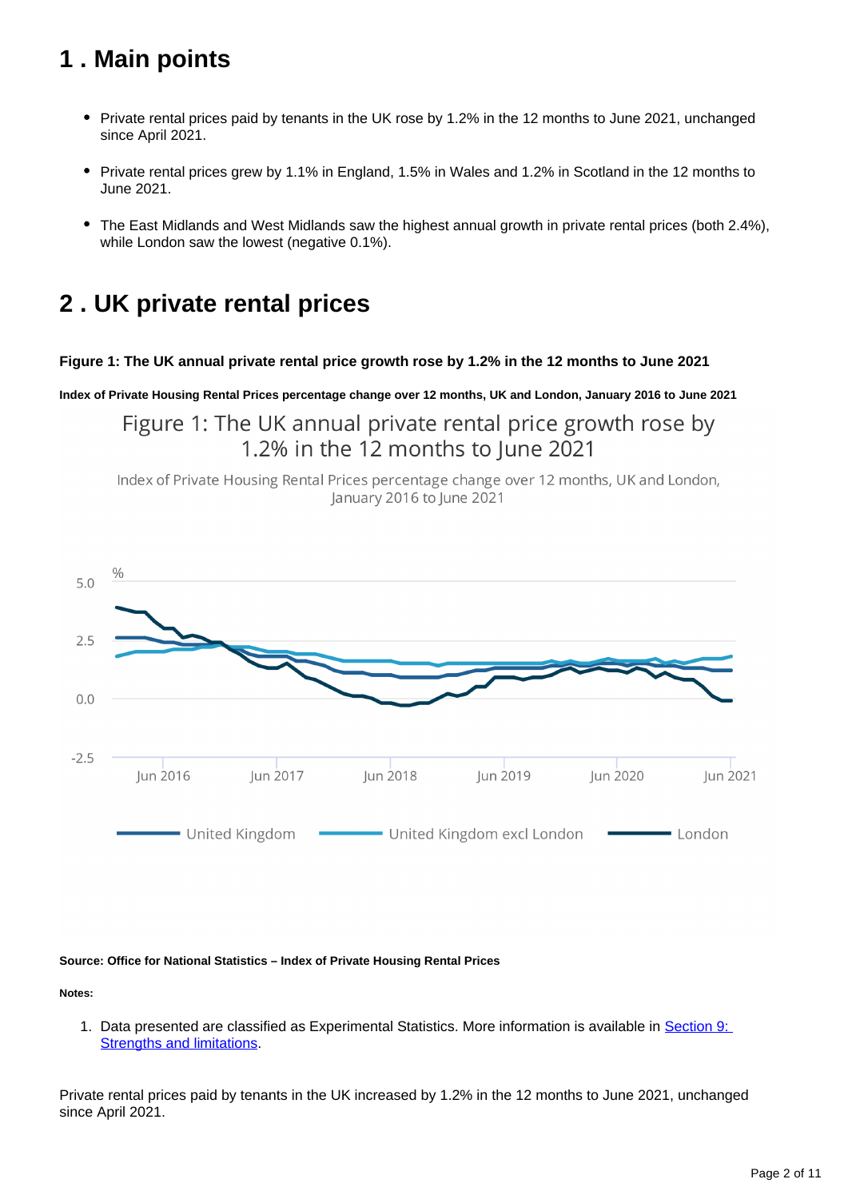## 1 . Main points

- Private rental prices paid by tenants in the UK rose by 1.2% in the 12 months to June 2021, unchanged since April 2021.
- Private rental prices grew by 1.1% in England, 1.5% in Wales and 1.2% in Scotland in the 12 months to June 2021.
- The East Midlands and West Midlands saw the highest annual growth in private rental prices (both 2.4%), while London saw the lowest (negative 0.1%).

## 2 . UK private rental prices

**Figure 1: The UK annual private rental price growth rose by 1.2% in the 12 months to June 2021**

**Index of Private Housing Rental Prices percentage change over 12 months, UK and London, January 2016 to June 2021**

**Source: Office for National Statistics – Index of Private Housing Rental Prices**

**Notes:**

1. Data presented are classified as Experimental Statistics. More information is available in Section 9: Strengths and limitations.

Private rental prices paid by tenants in the UK increased by 1.2% in the 12 months to June 2021, unchanged since April 2021.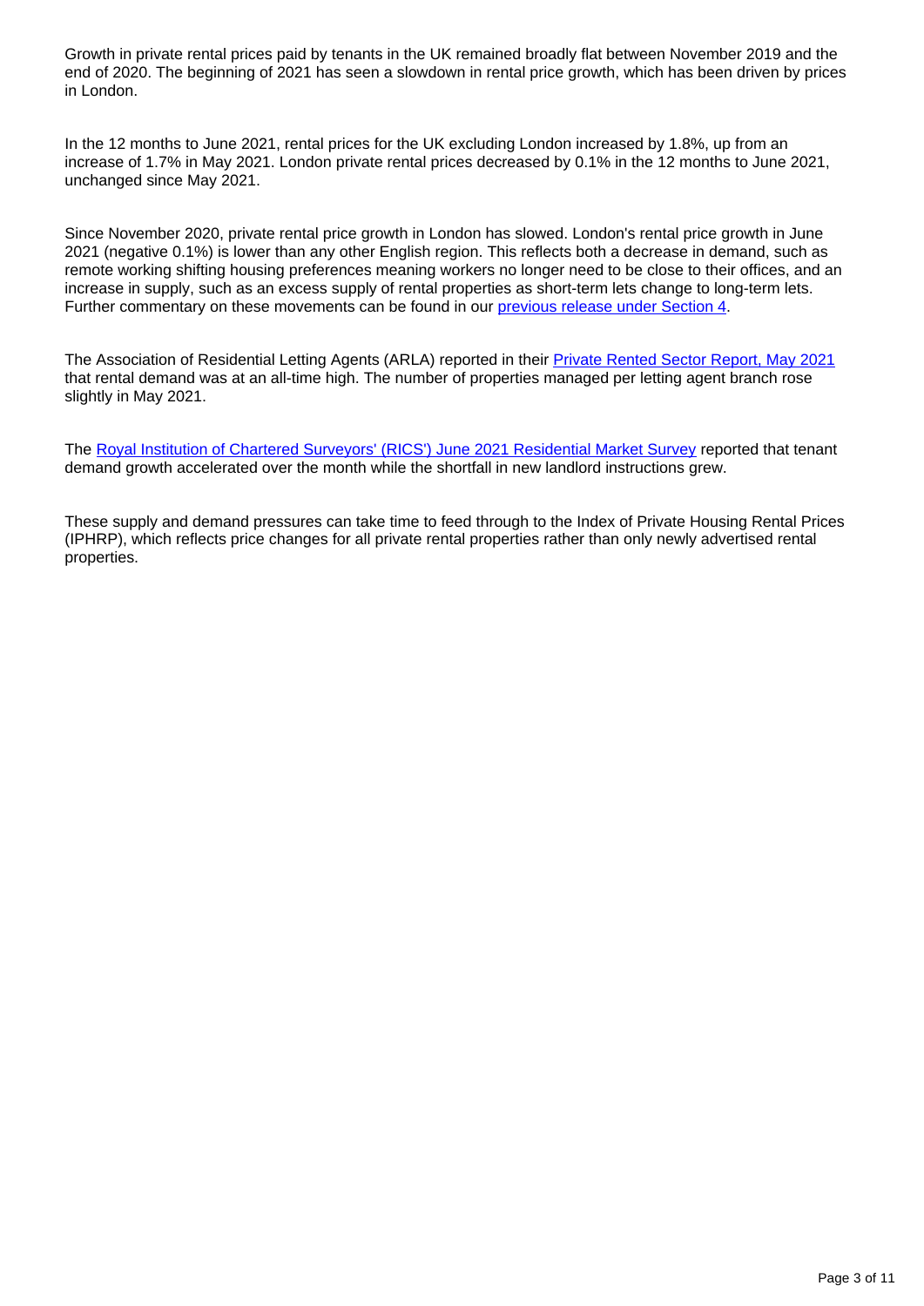Growth in private rental prices paid by tenants in the UK remained broadly flat between November 2019 and the end of 2020. The beginning of 2021 has seen a slowdown in rental price growth, which has been driven by prices in London.

In the 12 months to June 2021, rental prices for the UK excluding London increased by 1.8%, up from an increase of 1.7% in May 2021. London private rental prices decreased by 0.1% in the 12 months to June 2021, unchanged since May 2021.

Since November 2020, private rental price growth in London has slowed. London's rental price growth in June 2021 (negative 0.1%) is lower than any other English region. This reflects both a decrease in demand, such as remote working shifting housing preferences meaning workers no longer need to be close to their offices, and an increase in supply, such as an excess supply of rental properties as short-term lets change to long-term lets. Further commentary on these movements can be found in our previous release under Section 4.

The Association of Residential Letting Agents (ARLA) reported in their Private Rented Sector Report, May 2021 that rental demand was at an all-time high. The number of properties managed per letting agent branch rose slightly in May 2021.

The Royal Institution of Chartered Surveyors' (RICS') June 2021 Residential Market Survey reported that tenant demand growth accelerated over the month while the shortfall in new landlord instructions grew.

These supply and demand pressures can take time to feed through to the Index of Private Housing Rental Prices (IPHRP), which reflects price changes for all private rental properties rather than only newly advertised rental properties.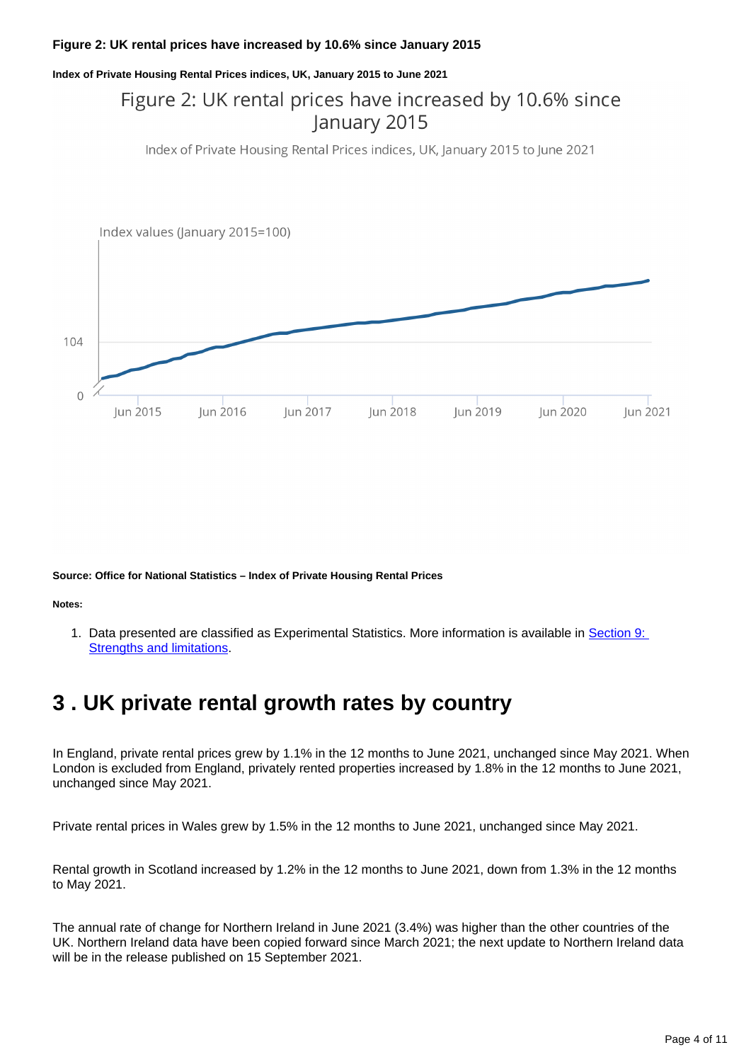**Figure 2: UK rental prices have increased by 10.6% since January 2015**

**Index of Private Housing Rental Prices indices, UK, January 2015 to June 2021**

Figure 2: UK rental prices have increased by 10.6% since January 2015

Index of Private Housing Rental Prices indices, UK, January 2015 to June 2021

Index values (January 2015=100)

104

0

Jun 2015 Jun 2016 Jun 2017 Jun 2018 Jun 2019 Jun 2020 Jun 2021

**Source: Office for National Statistics – Index of Private Housing Rental Prices**

**Notes:**

1. Data presented are classified as Experimental Statistics. More information is available in Section 9: Strengths and limitations.

## 3 . UK private rental growth rates by country

In England, private rental prices grew by 1.1% in the 12 months to June 2021, unchanged since May 2021. When London is excluded from England, privately rented properties increased by 1.8% in the 12 months to June 2021, unchanged since May 2021.

Private rental prices in Wales grew by 1.5% in the 12 months to June 2021, unchanged since May 2021.

Rental growth in Scotland increased by 1.2% in the 12 months to June 2021, down from 1.3% in the 12 months to May 2021.

The annual rate of change for Northern Ireland in June 2021 (3.4%) was higher than the other countries of the UK. Northern Ireland data have been copied forward since March 2021; the next update to Northern Ireland data will be in the release published on 15 September 2021.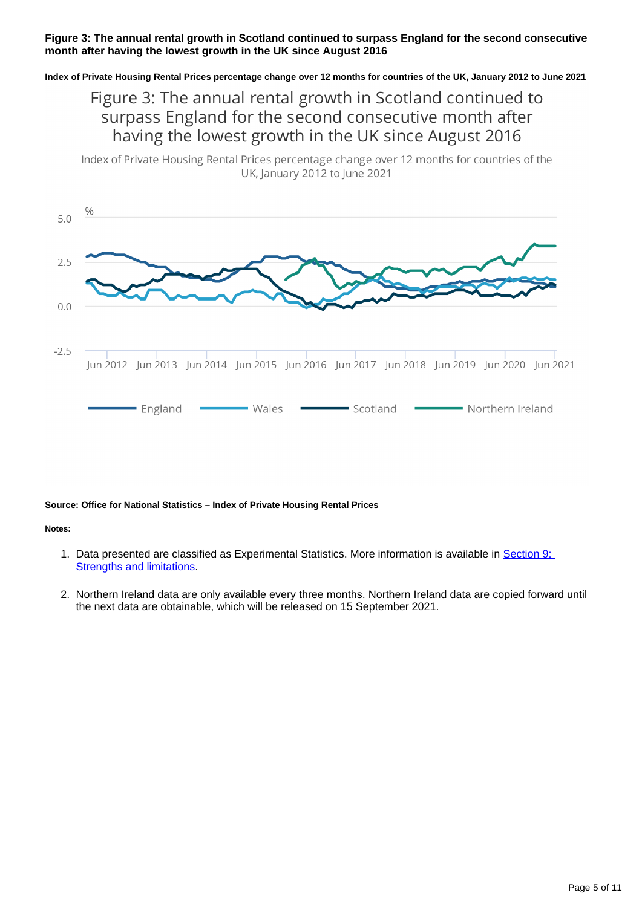**Figure 3: The annual rental growth in Scotland continued to surpass England for the second consecutive month after having the lowest growth in the UK since August 2016**

**Index of Private Housing Rental Prices percentage change over 12 months for countries of the UK, January 2012 to June 2021**

**Source: Office for National Statistics – Index of Private Housing Rental Prices**

**Notes:**

1. Data presented are classified as Experimental Statistics. More information is available in [Section 9: Strengths and limitations](#).
2. Northern Ireland data are only available every three months. Northern Ireland data are copied forward until the next data are obtainable, which will be released on 15 September 2021.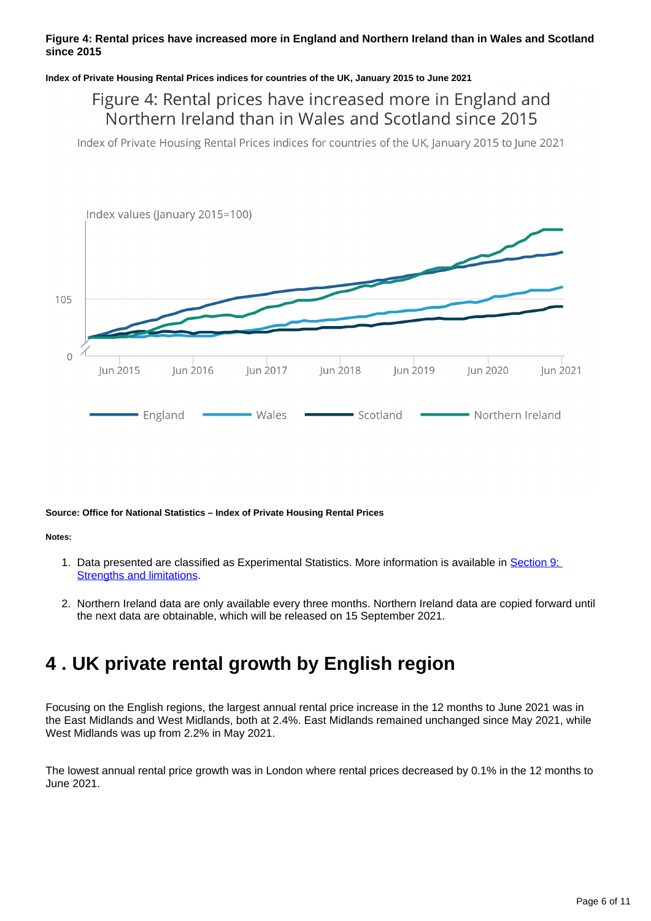**Figure 4: Rental prices have increased more in England and Northern Ireland than in Wales and Scotland since 2015**

**Index of Private Housing Rental Prices indices for countries of the UK, January 2015 to June 2021**

**Source: Office for National Statistics – Index of Private Housing Rental Prices**

**Notes:**

1. Data presented are classified as Experimental Statistics. More information is available in [Section 9: Strengths and limitations](#).
2. Northern Ireland data are only available every three months. Northern Ireland data are copied forward until the next data are obtainable, which will be released on 15 September 2021.

# 4 . UK private rental growth by English region

Focusing on the English regions, the largest annual rental price increase in the 12 months to June 2021 was in the East Midlands and West Midlands, both at 2.4%. East Midlands remained unchanged since May 2021, while West Midlands was up from 2.2% in May 2021.

The lowest annual rental price growth was in London where rental prices decreased by 0.1% in the 12 months to June 2021.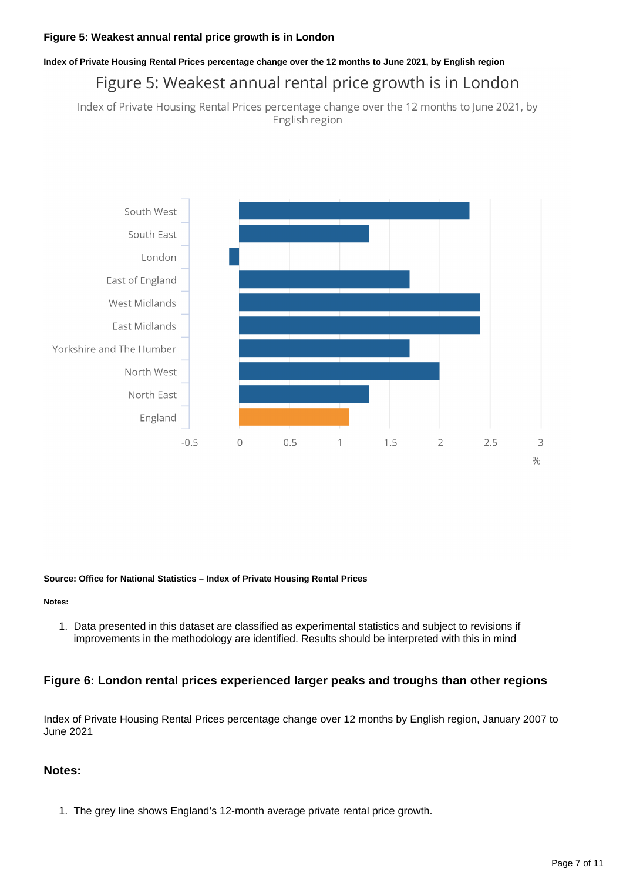### Figure 5: Weakest annual rental price growth is in London

**Index of Private Housing Rental Prices percentage change over the 12 months to June 2021, by English region**

Figure 5: Weakest annual rental price growth is in London

Index of Private Housing Rental Prices percentage change over the 12 months to June 2021, by English region

| Region | % |
|---|---|
| South West | 2.3 |
| South East | 1.3 |
| London | -0.1 |
| East of England | 1.7 |
| West Midlands | 2.4 |
| East Midlands | 2.4 |
| Yorkshire and The Humber | 1.7 |
| North West | 2.0 |
| North East | 1.3 |
| England | 1.1 |

**Source: Office for National Statistics – Index of Private Housing Rental Prices**

**Notes:**

1. Data presented in this dataset are classified as experimental statistics and subject to revisions if improvements in the methodology are identified. Results should be interpreted with this in mind

### Figure 6: London rental prices experienced larger peaks and troughs than other regions

Index of Private Housing Rental Prices percentage change over 12 months by English region, January 2007 to June 2021

### Notes:

1. The grey line shows England's 12-month average private rental price growth.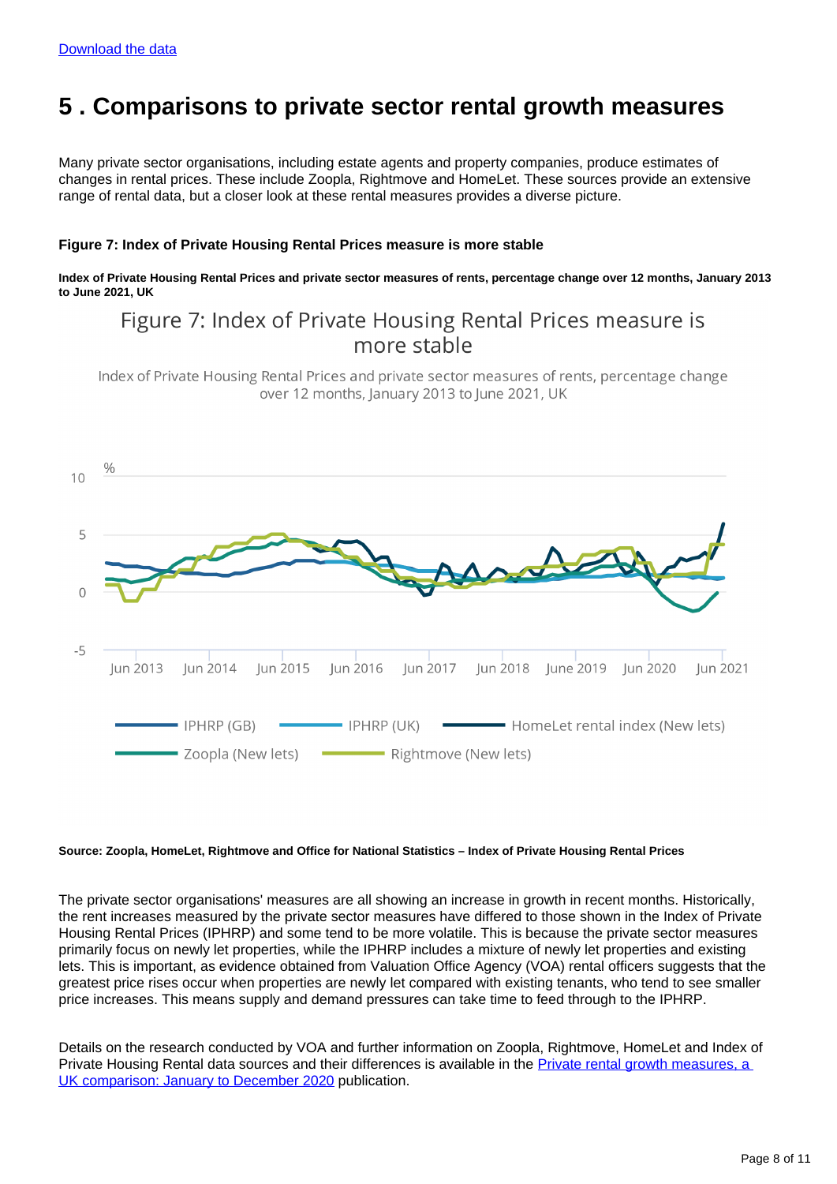Download the data

## 5 . Comparisons to private sector rental growth measures

Many private sector organisations, including estate agents and property companies, produce estimates of changes in rental prices. These include Zoopla, Rightmove and HomeLet. These sources provide an extensive range of rental data, but a closer look at these rental measures provides a diverse picture.

**Figure 7: Index of Private Housing Rental Prices measure is more stable**

**Index of Private Housing Rental Prices and private sector measures of rents, percentage change over 12 months, January 2013 to June 2021, UK**

**Source: Zoopla, HomeLet, Rightmove and Office for National Statistics – Index of Private Housing Rental Prices**

The private sector organisations' measures are all showing an increase in growth in recent months. Historically, the rent increases measured by the private sector measures have differed to those shown in the Index of Private Housing Rental Prices (IPHRP) and some tend to be more volatile. This is because the private sector measures primarily focus on newly let properties, while the IPHRP includes a mixture of newly let properties and existing lets. This is important, as evidence obtained from Valuation Office Agency (VOA) rental officers suggests that the greatest price rises occur when properties are newly let compared with existing tenants, who tend to see smaller price increases. This means supply and demand pressures can take time to feed through to the IPHRP.

Details on the research conducted by VOA and further information on Zoopla, Rightmove, HomeLet and Index of Private Housing Rental data sources and their differences is available in the Private rental growth measures, a UK comparison: January to December 2020 publication.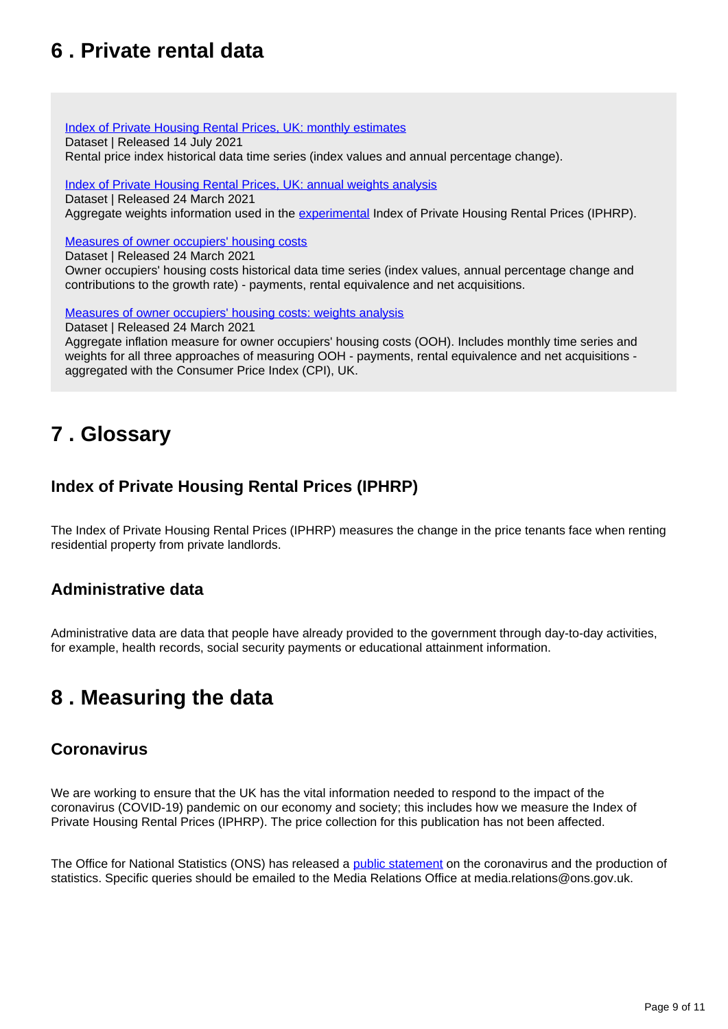## 6 . Private rental data

[Index of Private Housing Rental Prices, UK: monthly estimates]
Dataset | Released 14 July 2021
Rental price index historical data time series (index values and annual percentage change).

[Index of Private Housing Rental Prices, UK: annual weights analysis]
Dataset | Released 24 March 2021
Aggregate weights information used in the [experimental] Index of Private Housing Rental Prices (IPHRP).

[Measures of owner occupiers' housing costs]
Dataset | Released 24 March 2021
Owner occupiers' housing costs historical data time series (index values, annual percentage change and contributions to the growth rate) - payments, rental equivalence and net acquisitions.

[Measures of owner occupiers' housing costs: weights analysis]
Dataset | Released 24 March 2021
Aggregate inflation measure for owner occupiers' housing costs (OOH). Includes monthly time series and weights for all three approaches of measuring OOH - payments, rental equivalence and net acquisitions - aggregated with the Consumer Price Index (CPI), UK.

## 7 . Glossary

### Index of Private Housing Rental Prices (IPHRP)

The Index of Private Housing Rental Prices (IPHRP) measures the change in the price tenants face when renting residential property from private landlords.

### Administrative data

Administrative data are data that people have already provided to the government through day-to-day activities, for example, health records, social security payments or educational attainment information.

## 8 . Measuring the data

### Coronavirus

We are working to ensure that the UK has the vital information needed to respond to the impact of the coronavirus (COVID-19) pandemic on our economy and society; this includes how we measure the Index of Private Housing Rental Prices (IPHRP). The price collection for this publication has not been affected.

The Office for National Statistics (ONS) has released a [public statement] on the coronavirus and the production of statistics. Specific queries should be emailed to the Media Relations Office at media.relations@ons.gov.uk.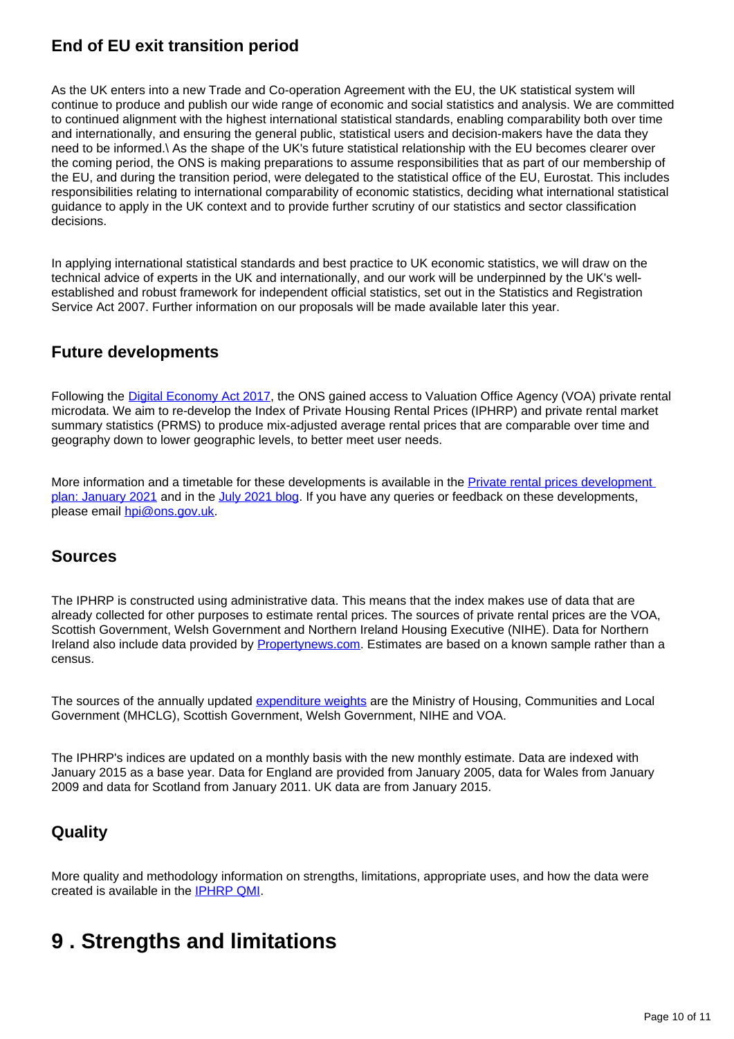### End of EU exit transition period

As the UK enters into a new Trade and Co-operation Agreement with the EU, the UK statistical system will continue to produce and publish our wide range of economic and social statistics and analysis. We are committed to continued alignment with the highest international statistical standards, enabling comparability both over time and internationally, and ensuring the general public, statistical users and decision-makers have the data they need to be informed.\ As the shape of the UK's future statistical relationship with the EU becomes clearer over the coming period, the ONS is making preparations to assume responsibilities that as part of our membership of the EU, and during the transition period, were delegated to the statistical office of the EU, Eurostat. This includes responsibilities relating to international comparability of economic statistics, deciding what international statistical guidance to apply in the UK context and to provide further scrutiny of our statistics and sector classification decisions.

In applying international statistical standards and best practice to UK economic statistics, we will draw on the technical advice of experts in the UK and internationally, and our work will be underpinned by the UK's well-established and robust framework for independent official statistics, set out in the Statistics and Registration Service Act 2007. Further information on our proposals will be made available later this year.

### Future developments

Following the Digital Economy Act 2017, the ONS gained access to Valuation Office Agency (VOA) private rental microdata. We aim to re-develop the Index of Private Housing Rental Prices (IPHRP) and private rental market summary statistics (PRMS) to produce mix-adjusted average rental prices that are comparable over time and geography down to lower geographic levels, to better meet user needs.

More information and a timetable for these developments is available in the Private rental prices development plan: January 2021 and in the July 2021 blog. If you have any queries or feedback on these developments, please email hpi@ons.gov.uk.

### Sources

The IPHRP is constructed using administrative data. This means that the index makes use of data that are already collected for other purposes to estimate rental prices. The sources of private rental prices are the VOA, Scottish Government, Welsh Government and Northern Ireland Housing Executive (NIHE). Data for Northern Ireland also include data provided by Propertynews.com. Estimates are based on a known sample rather than a census.

The sources of the annually updated expenditure weights are the Ministry of Housing, Communities and Local Government (MHCLG), Scottish Government, Welsh Government, NIHE and VOA.

The IPHRP's indices are updated on a monthly basis with the new monthly estimate. Data are indexed with January 2015 as a base year. Data for England are provided from January 2005, data for Wales from January 2009 and data for Scotland from January 2011. UK data are from January 2015.

### Quality

More quality and methodology information on strengths, limitations, appropriate uses, and how the data were created is available in the IPHRP QMI.

## 9 . Strengths and limitations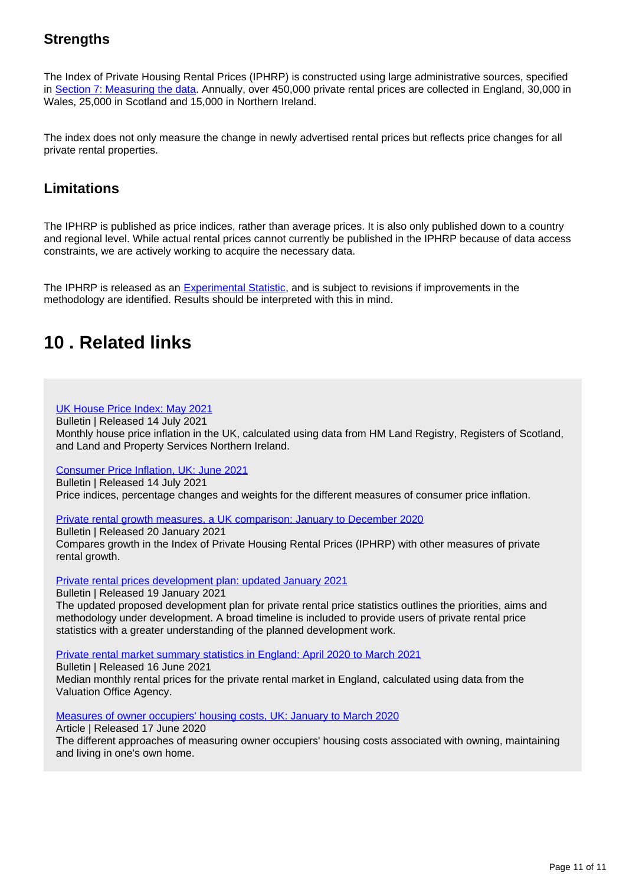### Strengths

The Index of Private Housing Rental Prices (IPHRP) is constructed using large administrative sources, specified in [Section 7: Measuring the data](). Annually, over 450,000 private rental prices are collected in England, 30,000 in Wales, 25,000 in Scotland and 15,000 in Northern Ireland.

The index does not only measure the change in newly advertised rental prices but reflects price changes for all private rental properties.

### Limitations

The IPHRP is published as price indices, rather than average prices. It is also only published down to a country and regional level. While actual rental prices cannot currently be published in the IPHRP because of data access constraints, we are actively working to acquire the necessary data.

The IPHRP is released as an [Experimental Statistic](), and is subject to revisions if improvements in the methodology are identified. Results should be interpreted with this in mind.

## 10 . Related links

[UK House Price Index: May 2021]()
Bulletin | Released 14 July 2021
Monthly house price inflation in the UK, calculated using data from HM Land Registry, Registers of Scotland, and Land and Property Services Northern Ireland.

[Consumer Price Inflation, UK: June 2021]()
Bulletin | Released 14 July 2021
Price indices, percentage changes and weights for the different measures of consumer price inflation.

[Private rental growth measures, a UK comparison: January to December 2020]()
Bulletin | Released 20 January 2021
Compares growth in the Index of Private Housing Rental Prices (IPHRP) with other measures of private rental growth.

[Private rental prices development plan: updated January 2021]()
Bulletin | Released 19 January 2021
The updated proposed development plan for private rental price statistics outlines the priorities, aims and methodology under development. A broad timeline is included to provide users of private rental price statistics with a greater understanding of the planned development work.

[Private rental market summary statistics in England: April 2020 to March 2021]()
Bulletin | Released 16 June 2021
Median monthly rental prices for the private rental market in England, calculated using data from the Valuation Office Agency.

[Measures of owner occupiers' housing costs, UK: January to March 2020]()
Article | Released 17 June 2020
The different approaches of measuring owner occupiers' housing costs associated with owning, maintaining and living in one's own home.